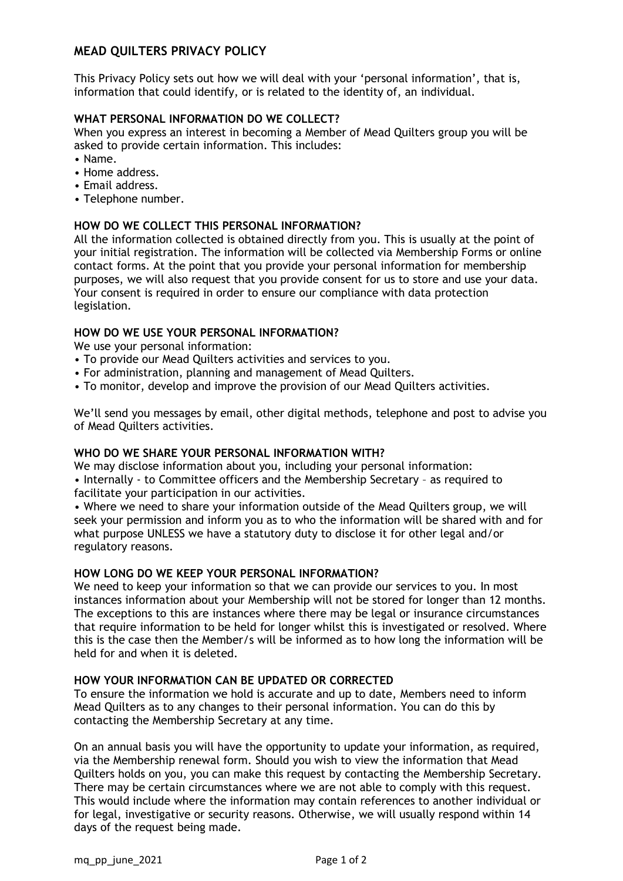# MEAD QUILTERS PRIVACY POLICY

This Privacy Policy sets out how we will deal with your 'personal information', that is, information that could identify, or is related to the identity of, an individual.

## WHAT PERSONAL INFORMATION DO WE COLLECT?

When you express an interest in becoming a Member of Mead Quilters group you will be asked to provide certain information. This includes:

- Name.
- Home address.
- Email address.
- Telephone number.

## HOW DO WE COLLECT THIS PERSONAL INFORMATION?

All the information collected is obtained directly from you. This is usually at the point of your initial registration. The information will be collected via Membership Forms or online contact forms. At the point that you provide your personal information for membership purposes, we will also request that you provide consent for us to store and use your data. Your consent is required in order to ensure our compliance with data protection legislation.

## HOW DO WE USE YOUR PERSONAL INFORMATION?

We use your personal information:

- To provide our Mead Quilters activities and services to you.
- For administration, planning and management of Mead Quilters.
- To monitor, develop and improve the provision of our Mead Quilters activities.

We'll send you messages by email, other digital methods, telephone and post to advise you of Mead Quilters activities.

## WHO DO WE SHARE YOUR PERSONAL INFORMATION WITH?

We may disclose information about you, including your personal information:

- Internally - to Committee officers and the Membership Secretary – as required to facilitate your participation in our activities.
- Where we need to share your information outside of the Mead Quilters group, we will seek your permission and inform you as to who the information will be shared with and for what purpose UNLESS we have a statutory duty to disclose it for other legal and/or regulatory reasons.

## HOW LONG DO WE KEEP YOUR PERSONAL INFORMATION?

We need to keep your information so that we can provide our services to you. In most instances information about your Membership will not be stored for longer than 12 months. The exceptions to this are instances where there may be legal or insurance circumstances that require information to be held for longer whilst this is investigated or resolved. Where this is the case then the Member/s will be informed as to how long the information will be held for and when it is deleted.

## HOW YOUR INFORMATION CAN BE UPDATED OR CORRECTED

To ensure the information we hold is accurate and up to date, Members need to inform Mead Quilters as to any changes to their personal information. You can do this by contacting the Membership Secretary at any time.

On an annual basis you will have the opportunity to update your information, as required, via the Membership renewal form. Should you wish to view the information that Mead Quilters holds on you, you can make this request by contacting the Membership Secretary. There may be certain circumstances where we are not able to comply with this request. This would include where the information may contain references to another individual or for legal, investigative or security reasons. Otherwise, we will usually respond within 14 days of the request being made.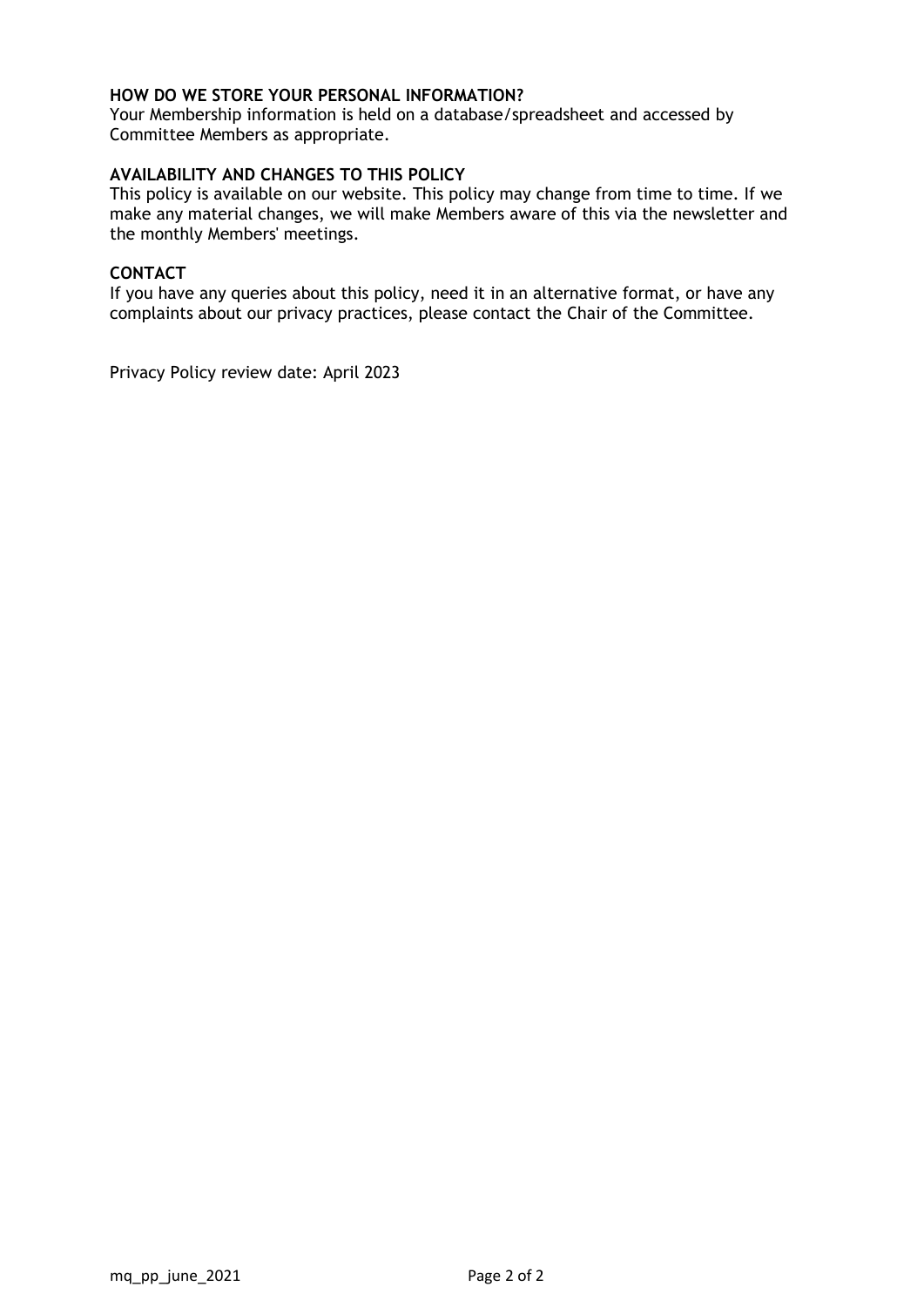**HOW DO WE STORE YOUR PERSONAL INFORMATION?**
Your Membership information is held on a database/spreadsheet and accessed by Committee Members as appropriate.

**AVAILABILITY AND CHANGES TO THIS POLICY**
This policy is available on our website. This policy may change from time to time. If we make any material changes, we will make Members aware of this via the newsletter and the monthly Members' meetings.

**CONTACT**
If you have any queries about this policy, need it in an alternative format, or have any complaints about our privacy practices, please contact the Chair of the Committee.

Privacy Policy review date: April 2023